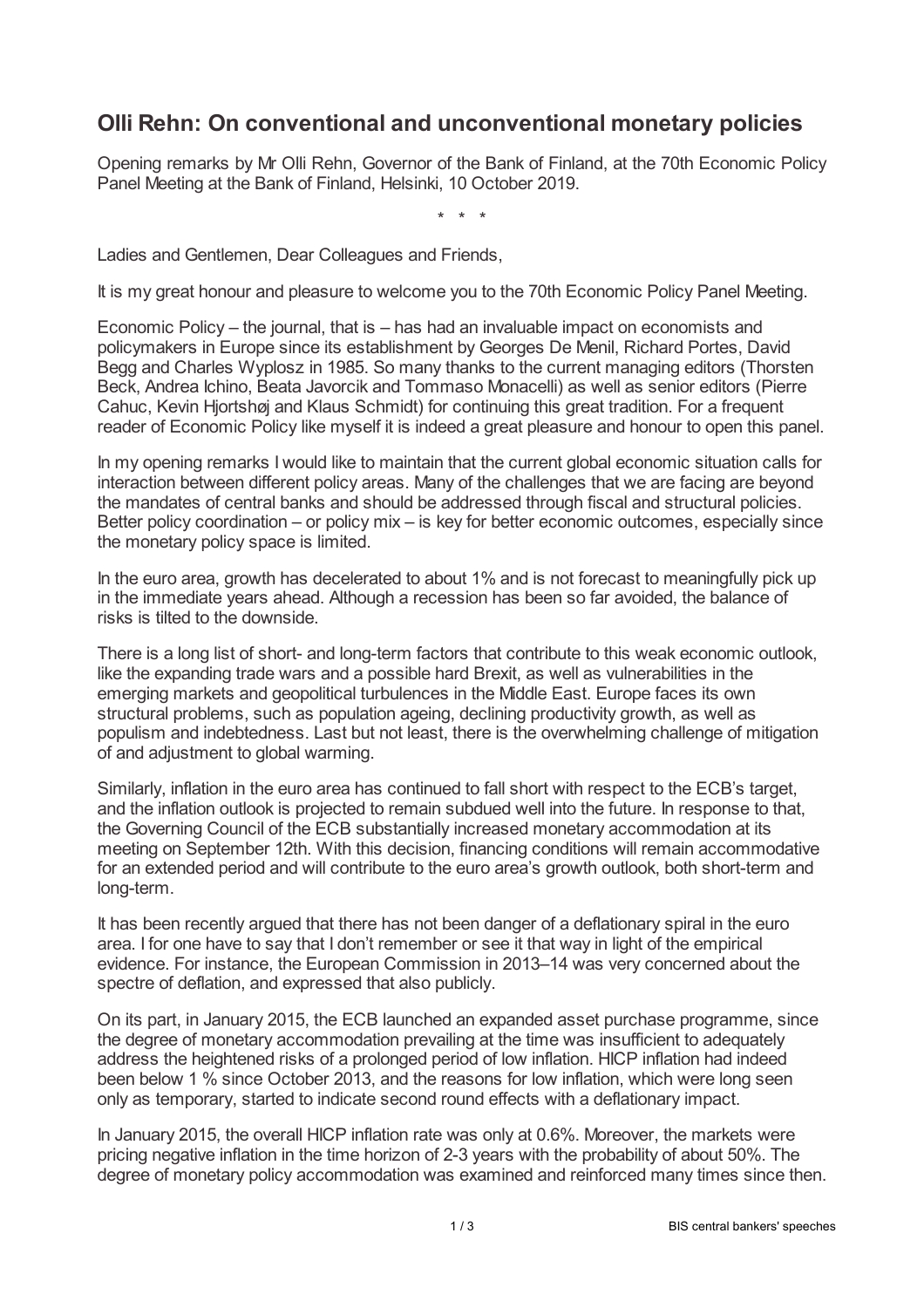# Olli Rehn: On conventional and unconventional monetary policies

Opening remarks by Mr Olli Rehn, Governor of the Bank of Finland, at the 70th Economic Policy Panel Meeting at the Bank of Finland, Helsinki, 10 October 2019.

\* \* \*

Ladies and Gentlemen, Dear Colleagues and Friends,

It is my great honour and pleasure to welcome you to the 70th Economic Policy Panel Meeting.

Economic Policy – the journal, that is – has had an invaluable impact on economists and policymakers in Europe since its establishment by Georges De Menil, Richard Portes, David Begg and Charles Wyplosz in 1985. So many thanks to the current managing editors (Thorsten Beck, Andrea Ichino, Beata Javorcik and Tommaso Monacelli) as well as senior editors (Pierre Cahuc, Kevin Hjortshøj and Klaus Schmidt) for continuing this great tradition. For a frequent reader of Economic Policy like myself it is indeed a great pleasure and honour to open this panel.

In my opening remarks I would like to maintain that the current global economic situation calls for interaction between different policy areas. Many of the challenges that we are facing are beyond the mandates of central banks and should be addressed through fiscal and structural policies. Better policy coordination – or policy mix – is key for better economic outcomes, especially since the monetary policy space is limited.

In the euro area, growth has decelerated to about 1% and is not forecast to meaningfully pick up in the immediate years ahead. Although a recession has been so far avoided, the balance of risks is tilted to the downside.

There is a long list of short- and long-term factors that contribute to this weak economic outlook, like the expanding trade wars and a possible hard Brexit, as well as vulnerabilities in the emerging markets and geopolitical turbulences in the Middle East. Europe faces its own structural problems, such as population ageing, declining productivity growth, as well as populism and indebtedness. Last but not least, there is the overwhelming challenge of mitigation of and adjustment to global warming.

Similarly, inflation in the euro area has continued to fall short with respect to the ECB's target, and the inflation outlook is projected to remain subdued well into the future. In response to that, the Governing Council of the ECB substantially increased monetary accommodation at its meeting on September 12th. With this decision, financing conditions will remain accommodative for an extended period and will contribute to the euro area's growth outlook, both short-term and long-term.

It has been recently argued that there has not been danger of a deflationary spiral in the euro area. I for one have to say that I don't remember or see it that way in light of the empirical evidence. For instance, the European Commission in 2013–14 was very concerned about the spectre of deflation, and expressed that also publicly.

On its part, in January 2015, the ECB launched an expanded asset purchase programme, since the degree of monetary accommodation prevailing at the time was insufficient to adequately address the heightened risks of a prolonged period of low inflation. HICP inflation had indeed been below 1 % since October 2013, and the reasons for low inflation, which were long seen only as temporary, started to indicate second round effects with a deflationary impact.

In January 2015, the overall HICP inflation rate was only at 0.6%. Moreover, the markets were pricing negative inflation in the time horizon of 2-3 years with the probability of about 50%. The degree of monetary policy accommodation was examined and reinforced many times since then.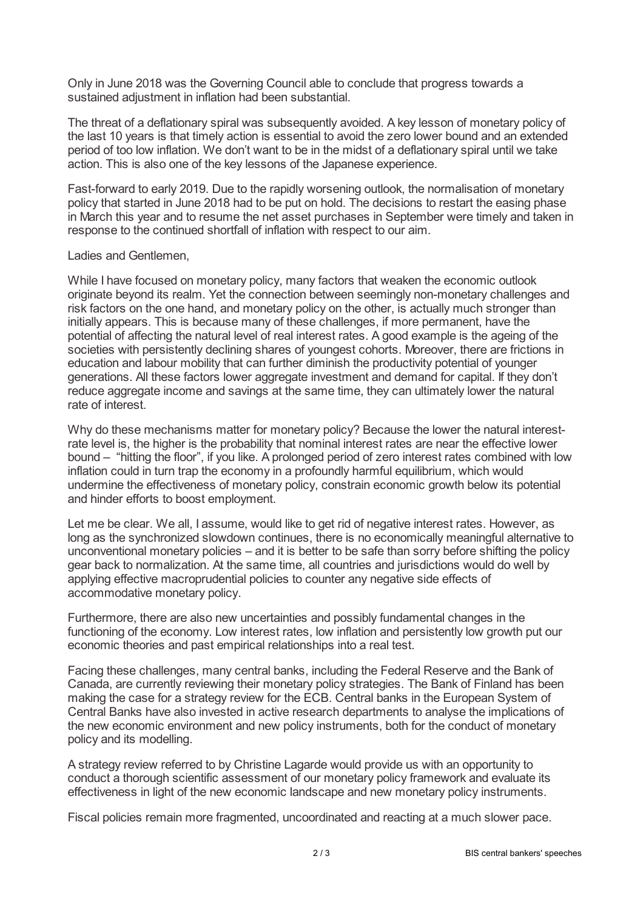Only in June 2018 was the Governing Council able to conclude that progress towards a sustained adjustment in inflation had been substantial.

The threat of a deflationary spiral was subsequently avoided. A key lesson of monetary policy of the last 10 years is that timely action is essential to avoid the zero lower bound and an extended period of too low inflation. We don't want to be in the midst of a deflationary spiral until we take action. This is also one of the key lessons of the Japanese experience.

Fast-forward to early 2019. Due to the rapidly worsening outlook, the normalisation of monetary policy that started in June 2018 had to be put on hold. The decisions to restart the easing phase in March this year and to resume the net asset purchases in September were timely and taken in response to the continued shortfall of inflation with respect to our aim.

Ladies and Gentlemen,

While I have focused on monetary policy, many factors that weaken the economic outlook originate beyond its realm. Yet the connection between seemingly non-monetary challenges and risk factors on the one hand, and monetary policy on the other, is actually much stronger than initially appears. This is because many of these challenges, if more permanent, have the potential of affecting the natural level of real interest rates. A good example is the ageing of the societies with persistently declining shares of youngest cohorts. Moreover, there are frictions in education and labour mobility that can further diminish the productivity potential of younger generations. All these factors lower aggregate investment and demand for capital. If they don't reduce aggregate income and savings at the same time, they can ultimately lower the natural rate of interest.

Why do these mechanisms matter for monetary policy? Because the lower the natural interest-rate level is, the higher is the probability that nominal interest rates are near the effective lower bound – "hitting the floor", if you like. A prolonged period of zero interest rates combined with low inflation could in turn trap the economy in a profoundly harmful equilibrium, which would undermine the effectiveness of monetary policy, constrain economic growth below its potential and hinder efforts to boost employment.

Let me be clear. We all, I assume, would like to get rid of negative interest rates. However, as long as the synchronized slowdown continues, there is no economically meaningful alternative to unconventional monetary policies – and it is better to be safe than sorry before shifting the policy gear back to normalization. At the same time, all countries and jurisdictions would do well by applying effective macroprudential policies to counter any negative side effects of accommodative monetary policy.

Furthermore, there are also new uncertainties and possibly fundamental changes in the functioning of the economy. Low interest rates, low inflation and persistently low growth put our economic theories and past empirical relationships into a real test.

Facing these challenges, many central banks, including the Federal Reserve and the Bank of Canada, are currently reviewing their monetary policy strategies. The Bank of Finland has been making the case for a strategy review for the ECB. Central banks in the European System of Central Banks have also invested in active research departments to analyse the implications of the new economic environment and new policy instruments, both for the conduct of monetary policy and its modelling.

A strategy review referred to by Christine Lagarde would provide us with an opportunity to conduct a thorough scientific assessment of our monetary policy framework and evaluate its effectiveness in light of the new economic landscape and new monetary policy instruments.

Fiscal policies remain more fragmented, uncoordinated and reacting at a much slower pace.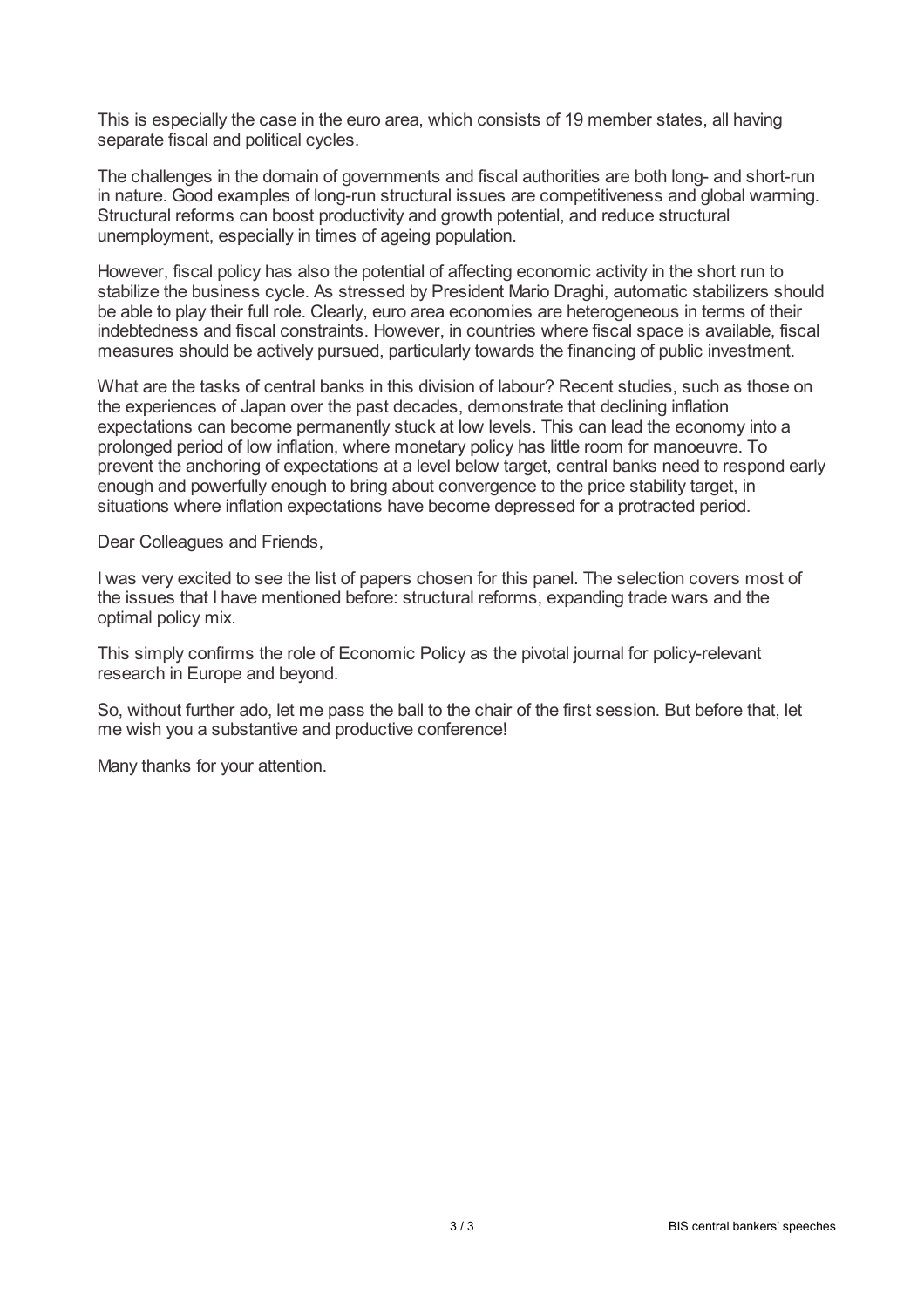This is especially the case in the euro area, which consists of 19 member states, all having separate fiscal and political cycles.

The challenges in the domain of governments and fiscal authorities are both long- and short-run in nature. Good examples of long-run structural issues are competitiveness and global warming. Structural reforms can boost productivity and growth potential, and reduce structural unemployment, especially in times of ageing population.

However, fiscal policy has also the potential of affecting economic activity in the short run to stabilize the business cycle. As stressed by President Mario Draghi, automatic stabilizers should be able to play their full role. Clearly, euro area economies are heterogeneous in terms of their indebtedness and fiscal constraints. However, in countries where fiscal space is available, fiscal measures should be actively pursued, particularly towards the financing of public investment.

What are the tasks of central banks in this division of labour? Recent studies, such as those on the experiences of Japan over the past decades, demonstrate that declining inflation expectations can become permanently stuck at low levels. This can lead the economy into a prolonged period of low inflation, where monetary policy has little room for manoeuvre. To prevent the anchoring of expectations at a level below target, central banks need to respond early enough and powerfully enough to bring about convergence to the price stability target, in situations where inflation expectations have become depressed for a protracted period.

Dear Colleagues and Friends,

I was very excited to see the list of papers chosen for this panel. The selection covers most of the issues that I have mentioned before: structural reforms, expanding trade wars and the optimal policy mix.

This simply confirms the role of Economic Policy as the pivotal journal for policy-relevant research in Europe and beyond.

So, without further ado, let me pass the ball to the chair of the first session. But before that, let me wish you a substantive and productive conference!

Many thanks for your attention.